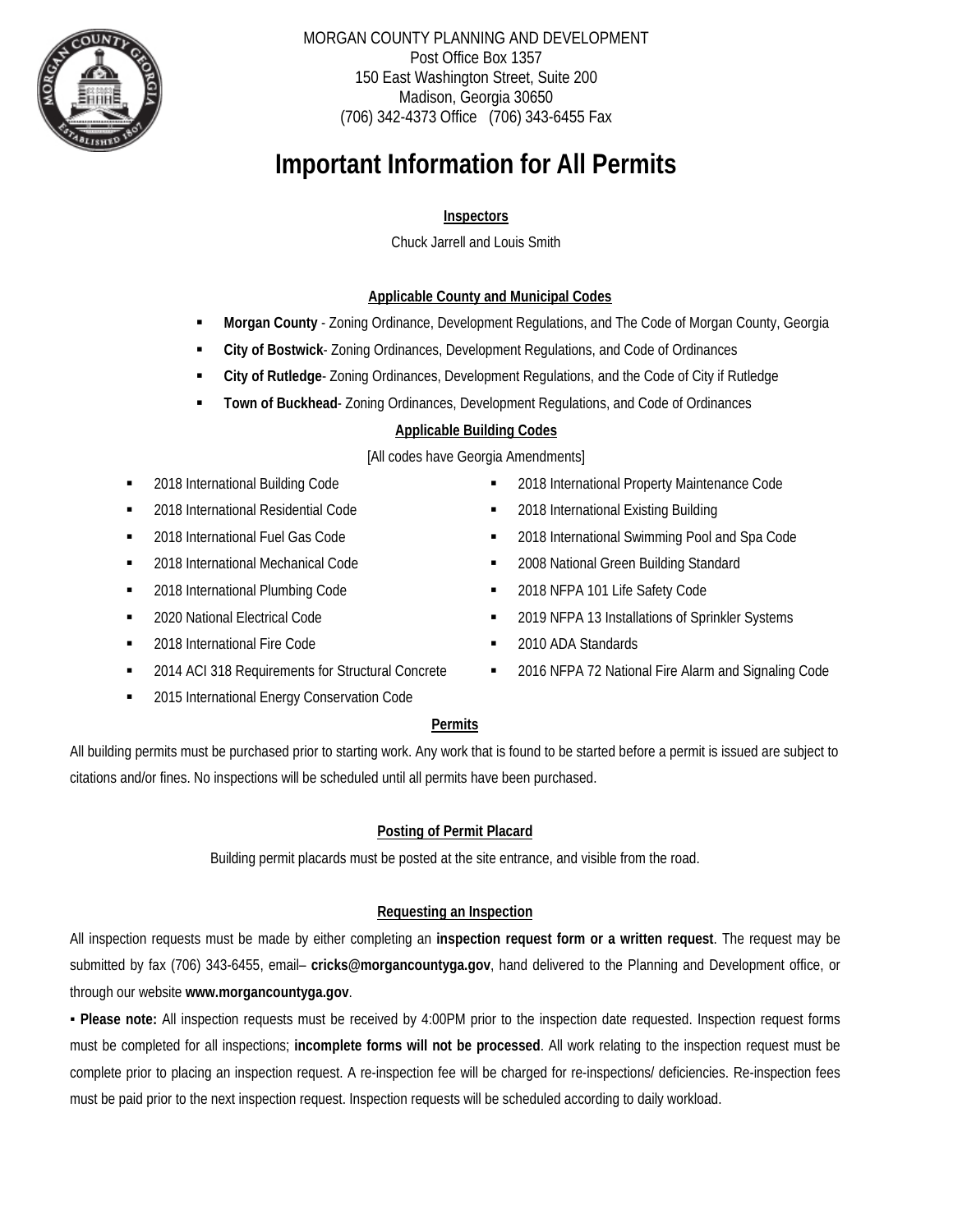MORGAN COUNTY PLANNING AND DEVELOPMENT
Post Office Box 1357
150 East Washington Street, Suite 200
Madison, Georgia 30650
(706) 342-4373 Office (706) 343-6455 Fax

# Important Information for All Permits

### Inspectors

Chuck Jarrell and Louis Smith

### Applicable County and Municipal Codes

- **Morgan County** - Zoning Ordinance, Development Regulations, and The Code of Morgan County, Georgia
- **City of Bostwick**- Zoning Ordinances, Development Regulations, and Code of Ordinances
- **City of Rutledge**- Zoning Ordinances, Development Regulations, and the Code of City if Rutledge
- **Town of Buckhead**- Zoning Ordinances, Development Regulations, and Code of Ordinances

### Applicable Building Codes

[All codes have Georgia Amendments]

- 2018 International Building Code
- 2018 International Residential Code
- 2018 International Fuel Gas Code
- 2018 International Mechanical Code
- 2018 International Plumbing Code
- 2020 National Electrical Code
- 2018 International Fire Code
- 2014 ACI 318 Requirements for Structural Concrete
- 2015 International Energy Conservation Code
- 2018 International Property Maintenance Code
- 2018 International Existing Building
- 2018 International Swimming Pool and Spa Code
- 2008 National Green Building Standard
- 2018 NFPA 101 Life Safety Code
- 2019 NFPA 13 Installations of Sprinkler Systems
- 2010 ADA Standards
- 2016 NFPA 72 National Fire Alarm and Signaling Code

### Permits

All building permits must be purchased prior to starting work. Any work that is found to be started before a permit is issued are subject to citations and/or fines. No inspections will be scheduled until all permits have been purchased.

### Posting of Permit Placard

Building permit placards must be posted at the site entrance, and visible from the road.

### Requesting an Inspection

All inspection requests must be made by either completing an **inspection request form or a written request**. The request may be submitted by fax (706) 343-6455, email– **cricks@morgancountyga.gov**, hand delivered to the Planning and Development office, or through our website **www.morgancountyga.gov**.

▪ **Please note:** All inspection requests must be received by 4:00PM prior to the inspection date requested. Inspection request forms must be completed for all inspections; **incomplete forms will not be processed**. All work relating to the inspection request must be complete prior to placing an inspection request. A re-inspection fee will be charged for re-inspections/ deficiencies. Re-inspection fees must be paid prior to the next inspection request. Inspection requests will be scheduled according to daily workload.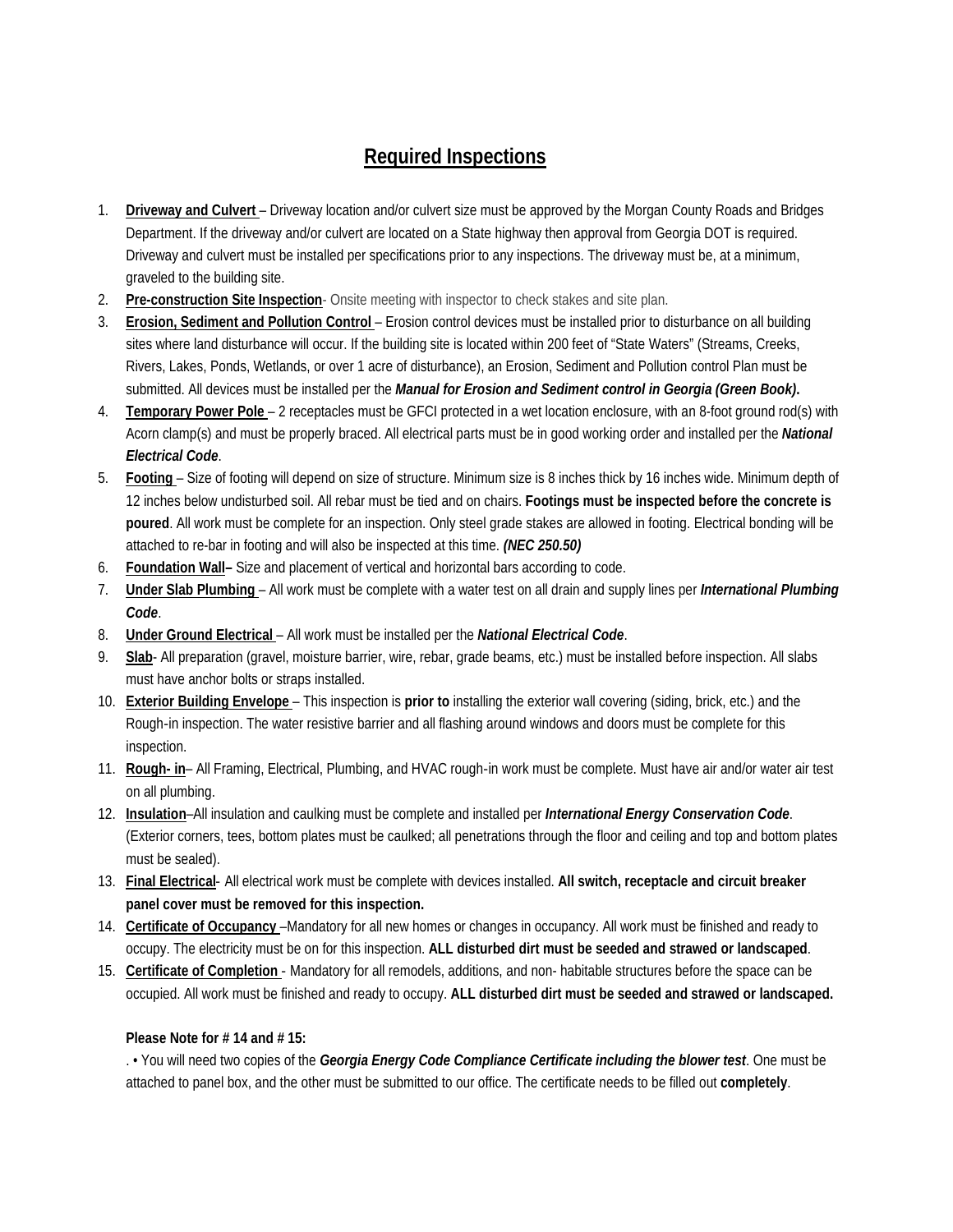# Required Inspections

1. **Driveway and Culvert** – Driveway location and/or culvert size must be approved by the Morgan County Roads and Bridges Department. If the driveway and/or culvert are located on a State highway then approval from Georgia DOT is required. Driveway and culvert must be installed per specifications prior to any inspections. The driveway must be, at a minimum, graveled to the building site.
2. **Pre-construction Site Inspection**- Onsite meeting with inspector to check stakes and site plan.
3. **Erosion, Sediment and Pollution Control** – Erosion control devices must be installed prior to disturbance on all building sites where land disturbance will occur. If the building site is located within 200 feet of "State Waters" (Streams, Creeks, Rivers, Lakes, Ponds, Wetlands, or over 1 acre of disturbance), an Erosion, Sediment and Pollution control Plan must be submitted. All devices must be installed per the ***Manual for Erosion and Sediment control in Georgia (Green Book)*****.**
4. **Temporary Power Pole** – 2 receptacles must be GFCI protected in a wet location enclosure, with an 8-foot ground rod(s) with Acorn clamp(s) and must be properly braced. All electrical parts must be in good working order and installed per the ***National Electrical Code***.
5. **Footing** – Size of footing will depend on size of structure. Minimum size is 8 inches thick by 16 inches wide. Minimum depth of 12 inches below undisturbed soil. All rebar must be tied and on chairs. **Footings must be inspected before the concrete is poured**. All work must be complete for an inspection. Only steel grade stakes are allowed in footing. Electrical bonding will be attached to re-bar in footing and will also be inspected at this time. ***(NEC 250.50)***
6. **Foundation Wall–** Size and placement of vertical and horizontal bars according to code.
7. **Under Slab Plumbing** – All work must be complete with a water test on all drain and supply lines per ***International Plumbing Code***.
8. **Under Ground Electrical** – All work must be installed per the ***National Electrical Code***.
9. **Slab**- All preparation (gravel, moisture barrier, wire, rebar, grade beams, etc.) must be installed before inspection. All slabs must have anchor bolts or straps installed.
10. **Exterior Building Envelope** – This inspection is **prior to** installing the exterior wall covering (siding, brick, etc.) and the Rough-in inspection. The water resistive barrier and all flashing around windows and doors must be complete for this inspection.
11. **Rough- in**– All Framing, Electrical, Plumbing, and HVAC rough-in work must be complete. Must have air and/or water air test on all plumbing.
12. **Insulation**–All insulation and caulking must be complete and installed per ***International Energy Conservation Code***. (Exterior corners, tees, bottom plates must be caulked; all penetrations through the floor and ceiling and top and bottom plates must be sealed).
13. **Final Electrical**- All electrical work must be complete with devices installed. **All switch, receptacle and circuit breaker panel cover must be removed for this inspection.**
14. **Certificate of Occupancy** –Mandatory for all new homes or changes in occupancy. All work must be finished and ready to occupy. The electricity must be on for this inspection. **ALL disturbed dirt must be seeded and strawed or landscaped**.
15. **Certificate of Completion** - Mandatory for all remodels, additions, and non- habitable structures before the space can be occupied. All work must be finished and ready to occupy. **ALL disturbed dirt must be seeded and strawed or landscaped.**

**Please Note for # 14 and # 15:**

. • You will need two copies of the ***Georgia Energy Code Compliance Certificate including the blower test***. One must be attached to panel box, and the other must be submitted to our office. The certificate needs to be filled out **completely**.